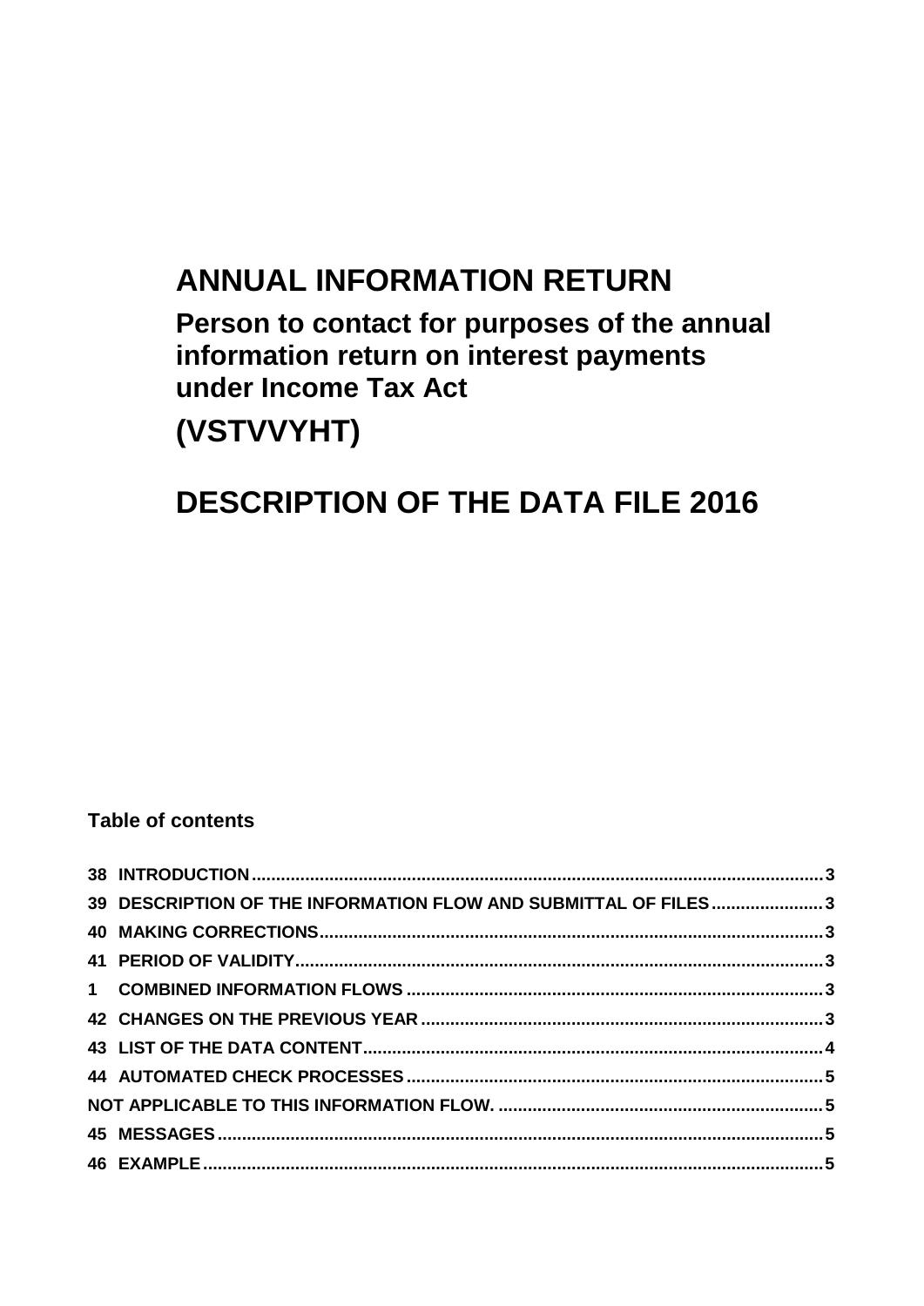# ANNUAL INFORMATION RETURN

## Person to contact for purposes of the annual information return on interest payments under Income Tax Act

## (VSTVVYHT)

# DESCRIPTION OF THE DATA FILE 2016

**Table of contents**

| | |
|---|---|
| 38 INTRODUCTION | 3 |
| 39 DESCRIPTION OF THE INFORMATION FLOW AND SUBMITTAL OF FILES | 3 |
| 40 MAKING CORRECTIONS | 3 |
| 41 PERIOD OF VALIDITY | 3 |
| 1 COMBINED INFORMATION FLOWS | 3 |
| 42 CHANGES ON THE PREVIOUS YEAR | 3 |
| 43 LIST OF THE DATA CONTENT | 4 |
| 44 AUTOMATED CHECK PROCESSES | 5 |
| NOT APPLICABLE TO THIS INFORMATION FLOW. | 5 |
| 45 MESSAGES | 5 |
| 46 EXAMPLE | 5 |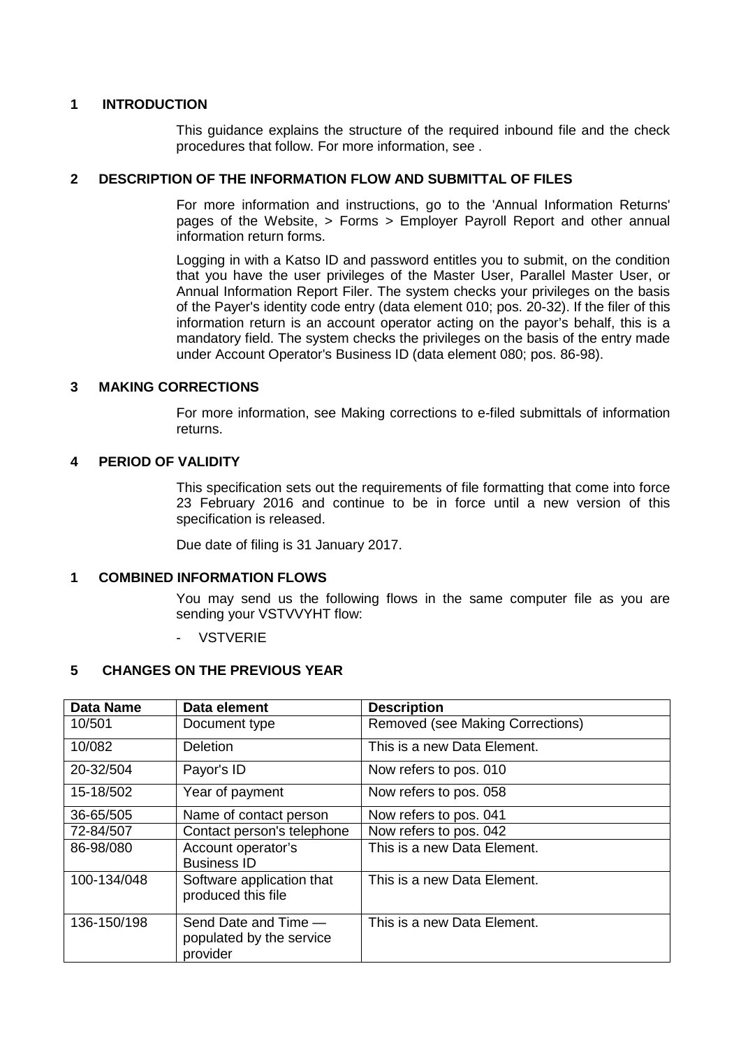## 1 INTRODUCTION

This guidance explains the structure of the required inbound file and the check procedures that follow. For more information, see .

## 2 DESCRIPTION OF THE INFORMATION FLOW AND SUBMITTAL OF FILES

For more information and instructions, go to the 'Annual Information Returns' pages of the Website, > Forms > Employer Payroll Report and other annual information return forms.

Logging in with a Katso ID and password entitles you to submit, on the condition that you have the user privileges of the Master User, Parallel Master User, or Annual Information Report Filer. The system checks your privileges on the basis of the Payer's identity code entry (data element 010; pos. 20-32). If the filer of this information return is an account operator acting on the payor's behalf, this is a mandatory field. The system checks the privileges on the basis of the entry made under Account Operator's Business ID (data element 080; pos. 86-98).

## 3 MAKING CORRECTIONS

For more information, see Making corrections to e-filed submittals of information returns.

## 4 PERIOD OF VALIDITY

This specification sets out the requirements of file formatting that come into force 23 February 2016 and continue to be in force until a new version of this specification is released.

Due date of filing is 31 January 2017.

## 1 COMBINED INFORMATION FLOWS

You may send us the following flows in the same computer file as you are sending your VSTVVYHT flow:

- VSTVERIE

## 5 CHANGES ON THE PREVIOUS YEAR

| Data Name | Data element | Description |
|---|---|---|
| 10/501 | Document type | Removed (see Making Corrections) |
| 10/082 | Deletion | This is a new Data Element. |
| 20-32/504 | Payor's ID | Now refers to pos. 010 |
| 15-18/502 | Year of payment | Now refers to pos. 058 |
| 36-65/505 | Name of contact person | Now refers to pos. 041 |
| 72-84/507 | Contact person's telephone | Now refers to pos. 042 |
| 86-98/080 | Account operator's Business ID | This is a new Data Element. |
| 100-134/048 | Software application that produced this file | This is a new Data Element. |
| 136-150/198 | Send Date and Time — populated by the service provider | This is a new Data Element. |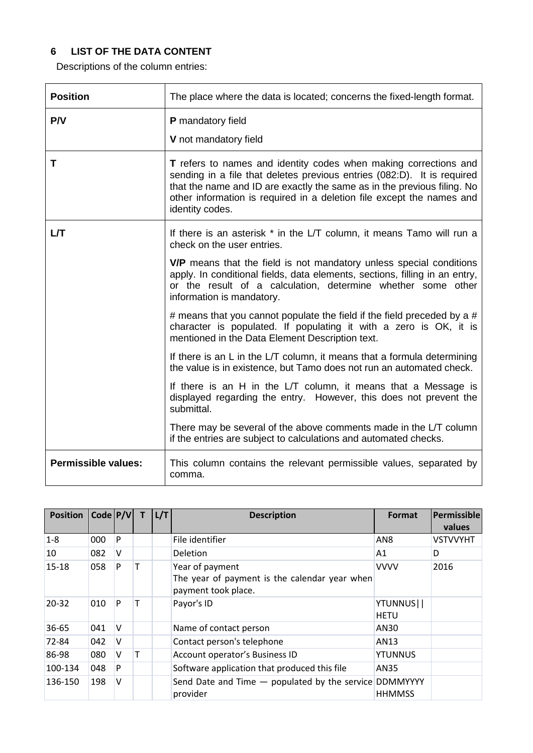## 6 LIST OF THE DATA CONTENT

Descriptions of the column entries:

| | |
|---|---|
| **Position** | The place where the data is located; concerns the fixed-length format. |
| **P/V** | **P** mandatory field<br>**V** not mandatory field |
| **T** | **T** refers to names and identity codes when making corrections and sending in a file that deletes previous entries (082:D). It is required that the name and ID are exactly the same as in the previous filing. No other information is required in a deletion file except the names and identity codes. |
| **L/T** | If there is an asterisk * in the L/T column, it means Tamo will run a check on the user entries.<br>**V/P** means that the field is not mandatory unless special conditions apply. In conditional fields, data elements, sections, filling in an entry, or the result of a calculation, determine whether some other information is mandatory.<br># means that you cannot populate the field if the field preceded by a # character is populated. If populating it with a zero is OK, it is mentioned in the Data Element Description text.<br>If there is an L in the L/T column, it means that a formula determining the value is in existence, but Tamo does not run an automated check.<br>If there is an H in the L/T column, it means that a Message is displayed regarding the entry. However, this does not prevent the submittal.<br>There may be several of the above comments made in the L/T column if the entries are subject to calculations and automated checks. |
| **Permissible values:** | This column contains the relevant permissible values, separated by comma. |

| Position | Code | P/V | T | L/T | Description | Format | Permissible values |
|---|---|---|---|---|---|---|---|
| 1-8 | 000 | P | | | File identifier | AN8 | VSTVVYHT |
| 10 | 082 | V | | | Deletion | A1 | D |
| 15-18 | 058 | P | T | | Year of payment<br>The year of payment is the calendar year when payment took place. | VVVV | 2016 |
| 20-32 | 010 | P | T | | Payor's ID | YTUNNUS\|\|<br>HETU | |
| 36-65 | 041 | V | | | Name of contact person | AN30 | |
| 72-84 | 042 | V | | | Contact person's telephone | AN13 | |
| 86-98 | 080 | V | T | | Account operator's Business ID | YTUNNUS | |
| 100-134 | 048 | P | | | Software application that produced this file | AN35 | |
| 136-150 | 198 | V | | | Send Date and Time — populated by the service provider | DDMMYYYY<br>HHMMSS | |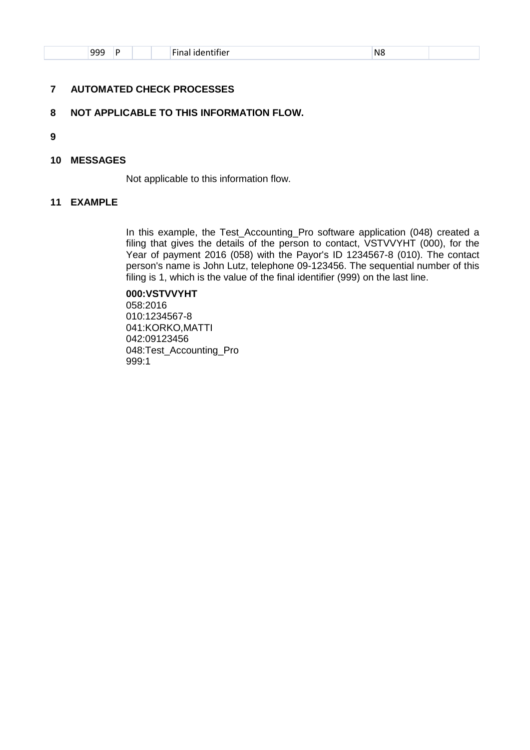| | | | | | | | |
|---|---|---|---|---|---|---|---|
| | 999 | P | | | Final identifier | N8 | |

## 7 AUTOMATED CHECK PROCESSES

## 8 NOT APPLICABLE TO THIS INFORMATION FLOW.

## 9

## 10 MESSAGES

Not applicable to this information flow.

## 11 EXAMPLE

In this example, the Test_Accounting_Pro software application (048) created a filing that gives the details of the person to contact, VSTVVYHT (000), for the Year of payment 2016 (058) with the Payor's ID 1234567-8 (010). The contact person's name is John Lutz, telephone 09-123456. The sequential number of this filing is 1, which is the value of the final identifier (999) on the last line.

**000:VSTVVYHT**
058:2016
010:1234567-8
041:KORKO,MATTI
042:09123456
048:Test_Accounting_Pro
999:1